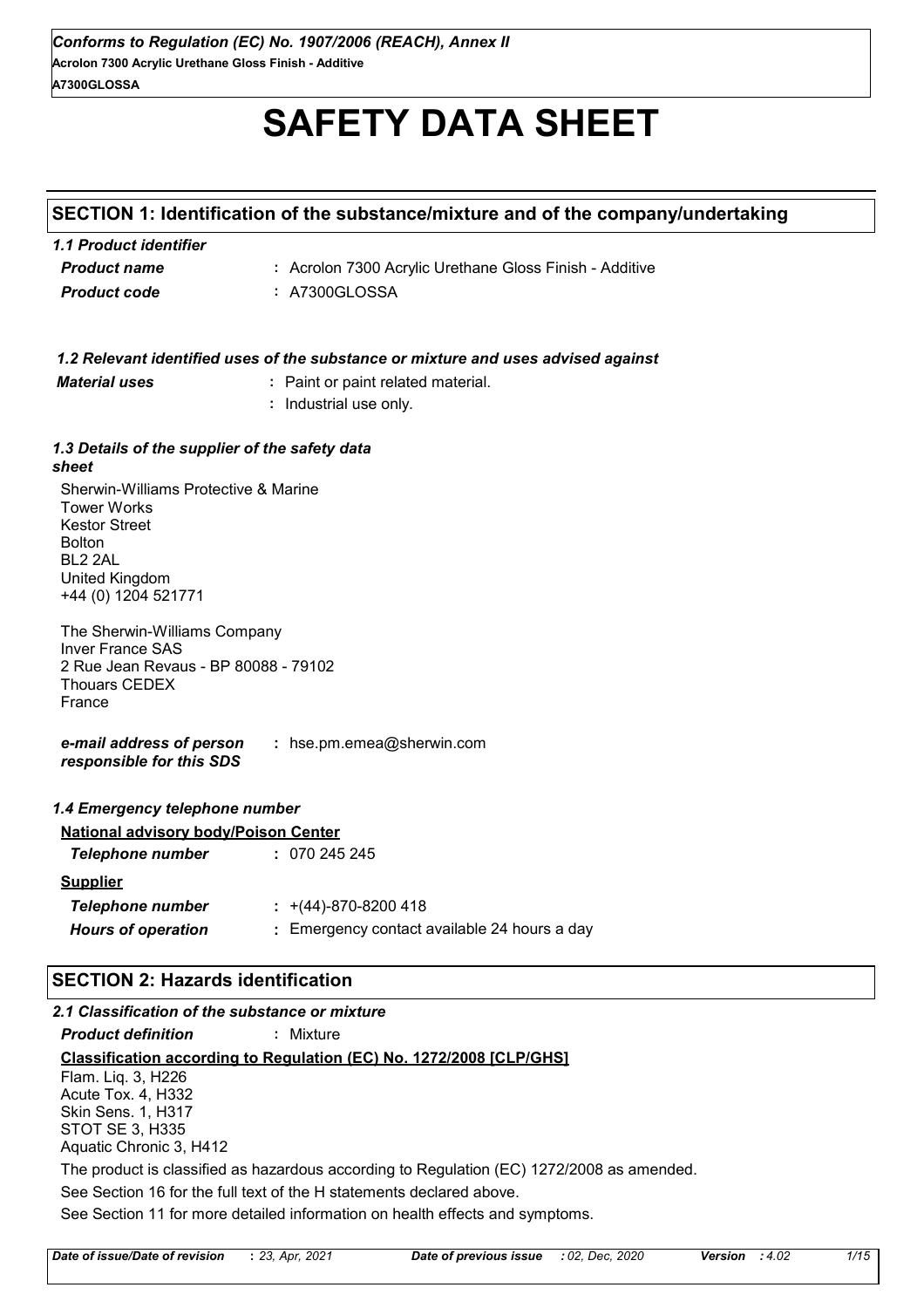*Conforms to Regulation (EC) No. 1907/2006 (REACH), Annex II*
**Acrolon 7300 Acrylic Urethane Gloss Finish - Additive**
**A7300GLOSSA**

# SAFETY DATA SHEET

## SECTION 1: Identification of the substance/mixture and of the company/undertaking

### *1.1 Product identifier*

| | |
|---|---|
| ***Product name*** | **:** Acrolon 7300 Acrylic Urethane Gloss Finish - Additive |
| ***Product code*** | **:** A7300GLOSSA |

### *1.2 Relevant identified uses of the substance or mixture and uses advised against*

***Material uses*** **:** Paint or paint related material.
**:** Industrial use only.

### *1.3 Details of the supplier of the safety data sheet*

Sherwin-Williams Protective & Marine
Tower Works
Kestor Street
Bolton
BL2 2AL
United Kingdom
+44 (0) 1204 521771

The Sherwin-Williams Company
Inver France SAS
2 Rue Jean Revaus - BP 80088 - 79102
Thouars CEDEX
France

***e-mail address of person responsible for this SDS*** **:** hse.pm.emea@sherwin.com

### *1.4 Emergency telephone number*

**National advisory body/Poison Center**

***Telephone number*** **:** 070 245 245

**Supplier**

***Telephone number*** **:** +(44)-870-8200 418
***Hours of operation*** **:** Emergency contact available 24 hours a day

## SECTION 2: Hazards identification

### *2.1 Classification of the substance or mixture*

***Product definition*** **:** Mixture

**Classification according to Regulation (EC) No. 1272/2008 [CLP/GHS]**

Flam. Liq. 3, H226
Acute Tox. 4, H332
Skin Sens. 1, H317
STOT SE 3, H335
Aquatic Chronic 3, H412

The product is classified as hazardous according to Regulation (EC) 1272/2008 as amended.

See Section 16 for the full text of the H statements declared above.

See Section 11 for more detailed information on health effects and symptoms.

*Date of issue/Date of revision* : *23, Apr, 2021* *Date of previous issue* : *02, Dec, 2020* *Version* : *4.02*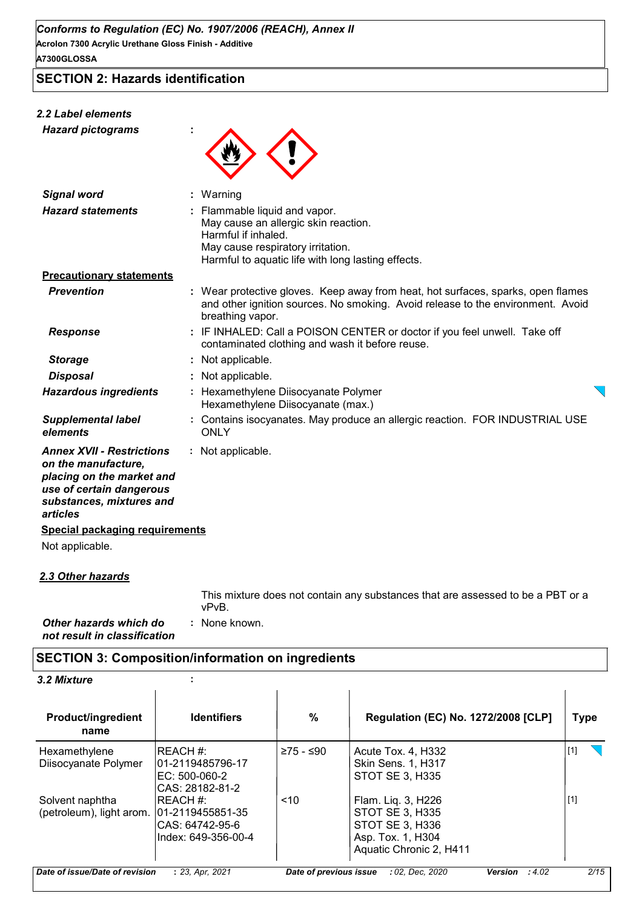## SECTION 2: Hazards identification

### 2.2 Label elements

***Hazard pictograms*** :

***Signal word*** : Warning

***Hazard statements*** : Flammable liquid and vapor.
May cause an allergic skin reaction.
Harmful if inhaled.
May cause respiratory irritation.
Harmful to aquatic life with long lasting effects.

**Precautionary statements**

***Prevention*** : Wear protective gloves. Keep away from heat, hot surfaces, sparks, open flames and other ignition sources. No smoking. Avoid release to the environment. Avoid breathing vapor.

***Response*** : IF INHALED: Call a POISON CENTER or doctor if you feel unwell. Take off contaminated clothing and wash it before reuse.

***Storage*** : Not applicable.

***Disposal*** : Not applicable.

***Hazardous ingredients*** : Hexamethylene Diisocyanate Polymer
Hexamethylene Diisocyanate (max.)

***Supplemental label elements*** : Contains isocyanates. May produce an allergic reaction. FOR INDUSTRIAL USE ONLY

***Annex XVII - Restrictions on the manufacture, placing on the market and use of certain dangerous substances, mixtures and articles*** : Not applicable.

**Special packaging requirements**

Not applicable.

### 2.3 Other hazards

This mixture does not contain any substances that are assessed to be a PBT or a vPvB.

***Other hazards which do not result in classification*** : None known.

## SECTION 3: Composition/information on ingredients

### 3.2 Mixture :

| Product/ingredient name | Identifiers | % | Regulation (EC) No. 1272/2008 [CLP] | Type |
|---|---|---|---|---|
| Hexamethylene Diisocyanate Polymer | REACH #: 01-2119485796-17<br>EC: 500-060-2<br>CAS: 28182-81-2 | ≥75 - ≤90 | Acute Tox. 4, H332<br>Skin Sens. 1, H317<br>STOT SE 3, H335 | [1] |
| Solvent naphtha (petroleum), light arom. | REACH #: 01-2119455851-35<br>CAS: 64742-95-6<br>Index: 649-356-00-4 | <10 | Flam. Liq. 3, H226<br>STOT SE 3, H335<br>STOT SE 3, H336<br>Asp. Tox. 1, H304<br>Aquatic Chronic 2, H411 | [1] |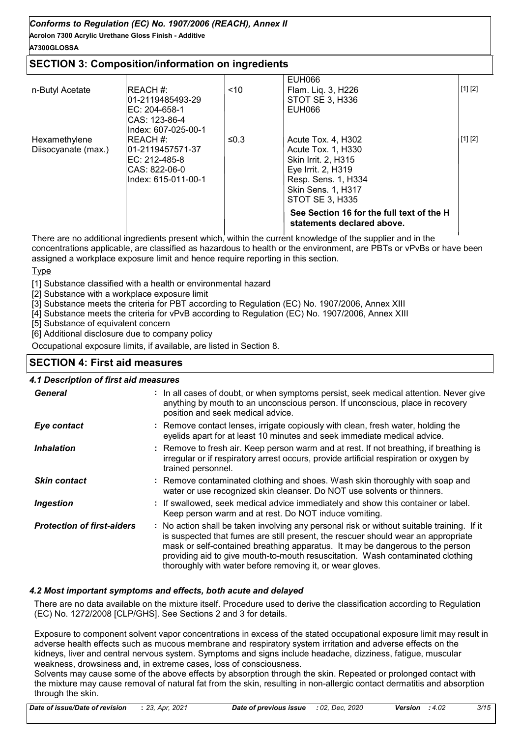## SECTION 3: Composition/information on ingredients

| | | | | |
|---|---|---|---|---|
| n-Butyl Acetate | REACH #: 01-2119485493-29 EC: 204-658-1 CAS: 123-86-4 Index: 607-025-00-1 | <10 | EUH066 Flam. Liq. 3, H226 STOT SE 3, H336 EUH066 | [1] [2] |
| Hexamethylene Diisocyanate (max.) | REACH #: 01-2119457571-37 EC: 212-485-8 CAS: 822-06-0 Index: 615-011-00-1 | ≤0.3 | Acute Tox. 4, H302 Acute Tox. 1, H330 Skin Irrit. 2, H315 Eye Irrit. 2, H319 Resp. Sens. 1, H334 Skin Sens. 1, H317 STOT SE 3, H335 | [1] [2] |
| | | | **See Section 16 for the full text of the H statements declared above.** | |

There are no additional ingredients present which, within the current knowledge of the supplier and in the concentrations applicable, are classified as hazardous to health or the environment, are PBTs or vPvBs or have been assigned a workplace exposure limit and hence require reporting in this section.

Type

[1] Substance classified with a health or environmental hazard

[2] Substance with a workplace exposure limit

[3] Substance meets the criteria for PBT according to Regulation (EC) No. 1907/2006, Annex XIII

[4] Substance meets the criteria for vPvB according to Regulation (EC) No. 1907/2006, Annex XIII

[5] Substance of equivalent concern

[6] Additional disclosure due to company policy

Occupational exposure limits, if available, are listed in Section 8.

## SECTION 4: First aid measures

### 4.1 Description of first aid measures

***General*** : In all cases of doubt, or when symptoms persist, seek medical attention. Never give anything by mouth to an unconscious person. If unconscious, place in recovery position and seek medical advice.

***Eye contact*** : Remove contact lenses, irrigate copiously with clean, fresh water, holding the eyelids apart for at least 10 minutes and seek immediate medical advice.

***Inhalation*** : Remove to fresh air. Keep person warm and at rest. If not breathing, if breathing is irregular or if respiratory arrest occurs, provide artificial respiration or oxygen by trained personnel.

***Skin contact*** : Remove contaminated clothing and shoes. Wash skin thoroughly with soap and water or use recognized skin cleanser. Do NOT use solvents or thinners.

***Ingestion*** : If swallowed, seek medical advice immediately and show this container or label. Keep person warm and at rest. Do NOT induce vomiting.

***Protection of first-aiders*** : No action shall be taken involving any personal risk or without suitable training. If it is suspected that fumes are still present, the rescuer should wear an appropriate mask or self-contained breathing apparatus. It may be dangerous to the person providing aid to give mouth-to-mouth resuscitation. Wash contaminated clothing thoroughly with water before removing it, or wear gloves.

### 4.2 Most important symptoms and effects, both acute and delayed

There are no data available on the mixture itself. Procedure used to derive the classification according to Regulation (EC) No. 1272/2008 [CLP/GHS]. See Sections 2 and 3 for details.

Exposure to component solvent vapor concentrations in excess of the stated occupational exposure limit may result in adverse health effects such as mucous membrane and respiratory system irritation and adverse effects on the kidneys, liver and central nervous system. Symptoms and signs include headache, dizziness, fatigue, muscular weakness, drowsiness and, in extreme cases, loss of consciousness.

Solvents may cause some of the above effects by absorption through the skin. Repeated or prolonged contact with the mixture may cause removal of natural fat from the skin, resulting in non-allergic contact dermatitis and absorption through the skin.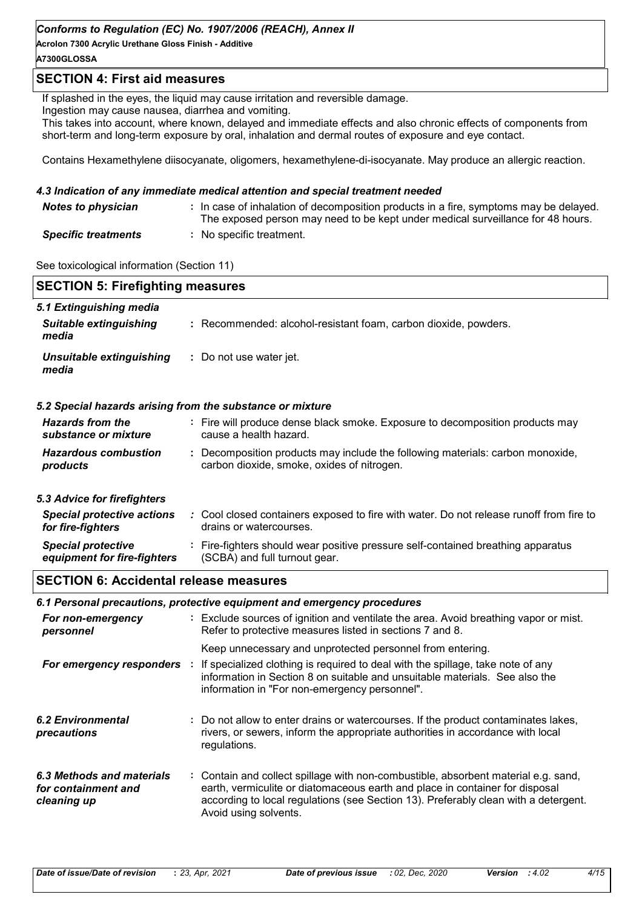## SECTION 4: First aid measures

If splashed in the eyes, the liquid may cause irritation and reversible damage.
Ingestion may cause nausea, diarrhea and vomiting.
This takes into account, where known, delayed and immediate effects and also chronic effects of components from short-term and long-term exposure by oral, inhalation and dermal routes of exposure and eye contact.

Contains Hexamethylene diisocyanate, oligomers, hexamethylene-di-isocyanate. May produce an allergic reaction.

### 4.3 Indication of any immediate medical attention and special treatment needed

| | |
|---|---|
| ***Notes to physician*** | : In case of inhalation of decomposition products in a fire, symptoms may be delayed. The exposed person may need to be kept under medical surveillance for 48 hours. |
| ***Specific treatments*** | : No specific treatment. |

See toxicological information (Section 11)

## SECTION 5: Firefighting measures

### 5.1 Extinguishing media

| | |
|---|---|
| ***Suitable extinguishing media*** | : Recommended: alcohol-resistant foam, carbon dioxide, powders. |
| ***Unsuitable extinguishing media*** | : Do not use water jet. |

### 5.2 Special hazards arising from the substance or mixture

| | |
|---|---|
| ***Hazards from the substance or mixture*** | : Fire will produce dense black smoke. Exposure to decomposition products may cause a health hazard. |
| ***Hazardous combustion products*** | : Decomposition products may include the following materials: carbon monoxide, carbon dioxide, smoke, oxides of nitrogen. |

### 5.3 Advice for firefighters

| | |
|---|---|
| ***Special protective actions for fire-fighters*** | : Cool closed containers exposed to fire with water. Do not release runoff from fire to drains or watercourses. |
| ***Special protective equipment for fire-fighters*** | : Fire-fighters should wear positive pressure self-contained breathing apparatus (SCBA) and full turnout gear. |

## SECTION 6: Accidental release measures

### 6.1 Personal precautions, protective equipment and emergency procedures

| | |
|---|---|
| ***For non-emergency personnel*** | : Exclude sources of ignition and ventilate the area. Avoid breathing vapor or mist. Refer to protective measures listed in sections 7 and 8. Keep unnecessary and unprotected personnel from entering. |
| ***For emergency responders*** | : If specialized clothing is required to deal with the spillage, take note of any information in Section 8 on suitable and unsuitable materials. See also the information in "For non-emergency personnel". |
| ***6.2 Environmental precautions*** | : Do not allow to enter drains or watercourses. If the product contaminates lakes, rivers, or sewers, inform the appropriate authorities in accordance with local regulations. |
| ***6.3 Methods and materials for containment and cleaning up*** | : Contain and collect spillage with non-combustible, absorbent material e.g. sand, earth, vermiculite or diatomaceous earth and place in container for disposal according to local regulations (see Section 13). Preferably clean with a detergent. Avoid using solvents. |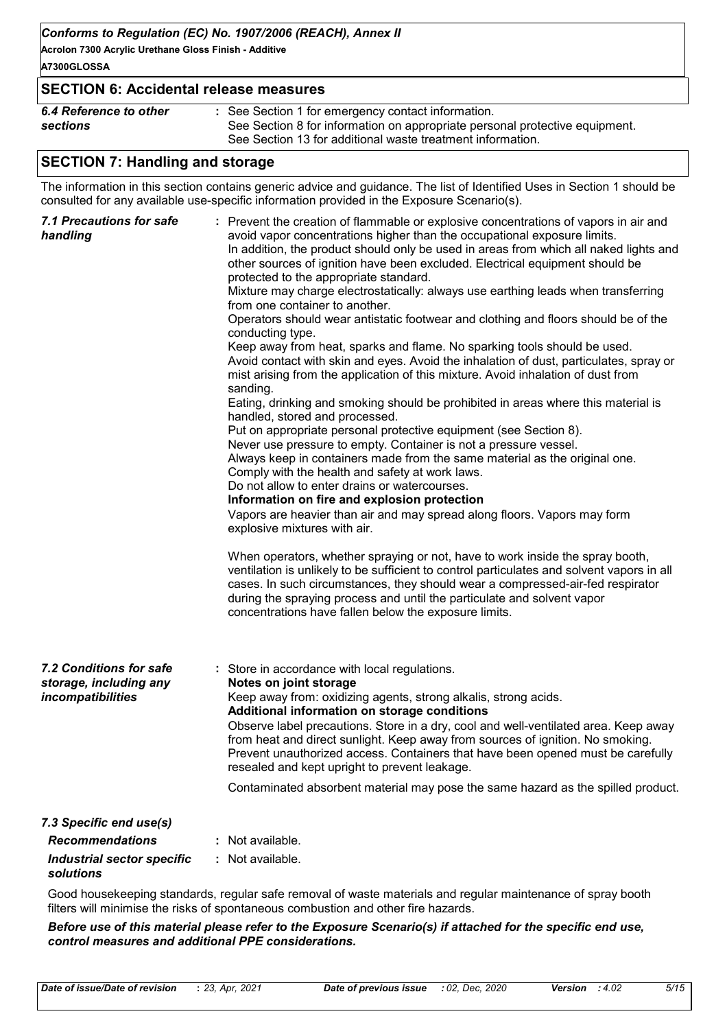## SECTION 6: Accidental release measures

| | |
|---|---|
| ***6.4 Reference to other sections*** | : See Section 1 for emergency contact information.<br>See Section 8 for information on appropriate personal protective equipment.<br>See Section 13 for additional waste treatment information. |

## SECTION 7: Handling and storage

The information in this section contains generic advice and guidance. The list of Identified Uses in Section 1 should be consulted for any available use-specific information provided in the Exposure Scenario(s).

***7.1 Precautions for safe handling***

: Prevent the creation of flammable or explosive concentrations of vapors in air and avoid vapor concentrations higher than the occupational exposure limits.
In addition, the product should only be used in areas from which all naked lights and other sources of ignition have been excluded. Electrical equipment should be protected to the appropriate standard.
Mixture may charge electrostatically: always use earthing leads when transferring from one container to another.
Operators should wear antistatic footwear and clothing and floors should be of the conducting type.
Keep away from heat, sparks and flame. No sparking tools should be used.
Avoid contact with skin and eyes. Avoid the inhalation of dust, particulates, spray or mist arising from the application of this mixture. Avoid inhalation of dust from sanding.
Eating, drinking and smoking should be prohibited in areas where this material is handled, stored and processed.
Put on appropriate personal protective equipment (see Section 8).
Never use pressure to empty. Container is not a pressure vessel.
Always keep in containers made from the same material as the original one.
Comply with the health and safety at work laws.
Do not allow to enter drains or watercourses.

**Information on fire and explosion protection**

Vapors are heavier than air and may spread along floors. Vapors may form explosive mixtures with air.

When operators, whether spraying or not, have to work inside the spray booth, ventilation is unlikely to be sufficient to control particulates and solvent vapors in all cases. In such circumstances, they should wear a compressed-air-fed respirator during the spraying process and until the particulate and solvent vapor concentrations have fallen below the exposure limits.

***7.2 Conditions for safe storage, including any incompatibilities***

: Store in accordance with local regulations.

**Notes on joint storage**

Keep away from: oxidizing agents, strong alkalis, strong acids.

**Additional information on storage conditions**

Observe label precautions. Store in a dry, cool and well-ventilated area. Keep away from heat and direct sunlight. Keep away from sources of ignition. No smoking. Prevent unauthorized access. Containers that have been opened must be carefully resealed and kept upright to prevent leakage.

Contaminated absorbent material may pose the same hazard as the spilled product.

***7.3 Specific end use(s)***

| | |
|---|---|
| ***Recommendations*** | : Not available. |
| ***Industrial sector specific solutions*** | : Not available. |

Good housekeeping standards, regular safe removal of waste materials and regular maintenance of spray booth filters will minimise the risks of spontaneous combustion and other fire hazards.

***Before use of this material please refer to the Exposure Scenario(s) if attached for the specific end use, control measures and additional PPE considerations.***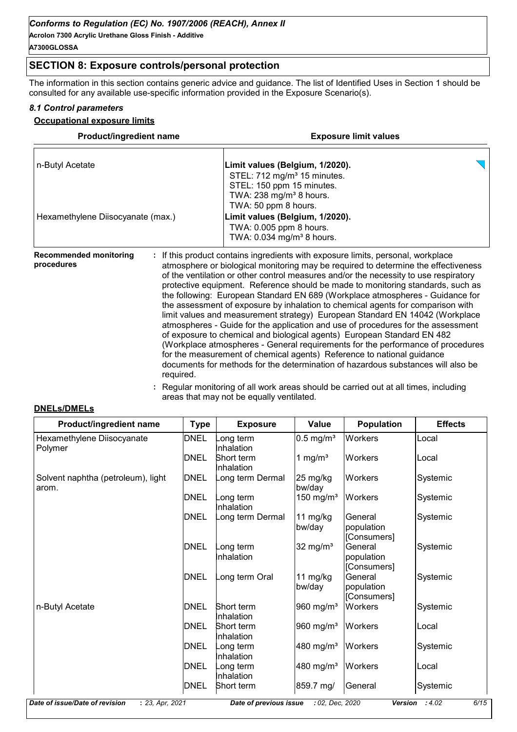## SECTION 8: Exposure controls/personal protection

The information in this section contains generic advice and guidance. The list of Identified Uses in Section 1 should be consulted for any available use-specific information provided in the Exposure Scenario(s).

### *8.1 Control parameters*

**Occupational exposure limits**

| Product/ingredient name | Exposure limit values |
| --- | --- |
| n-Butyl Acetate | **Limit values (Belgium, 1/2020).** STEL: 712 mg/m³ 15 minutes. STEL: 150 ppm 15 minutes. TWA: 238 mg/m³ 8 hours. TWA: 50 ppm 8 hours. |
| Hexamethylene Diisocyanate (max.) | **Limit values (Belgium, 1/2020).** TWA: 0.005 ppm 8 hours. TWA: 0.034 mg/m³ 8 hours. |

**Recommended monitoring procedures** : If this product contains ingredients with exposure limits, personal, workplace atmosphere or biological monitoring may be required to determine the effectiveness of the ventilation or other control measures and/or the necessity to use respiratory protective equipment. Reference should be made to monitoring standards, such as the following: European Standard EN 689 (Workplace atmospheres - Guidance for the assessment of exposure by inhalation to chemical agents for comparison with limit values and measurement strategy) European Standard EN 14042 (Workplace atmospheres - Guide for the application and use of procedures for the assessment of exposure to chemical and biological agents) European Standard EN 482 (Workplace atmospheres - General requirements for the performance of procedures for the measurement of chemical agents) Reference to national guidance documents for methods for the determination of hazardous substances will also be required.

: Regular monitoring of all work areas should be carried out at all times, including areas that may not be equally ventilated.

**DNELs/DMELs**

| Product/ingredient name | Type | Exposure | Value | Population | Effects |
| --- | --- | --- | --- | --- | --- |
| Hexamethylene Diisocyanate Polymer | DNEL | Long term Inhalation | 0.5 mg/m³ | Workers | Local |
| | DNEL | Short term Inhalation | 1 mg/m³ | Workers | Local |
| Solvent naphtha (petroleum), light arom. | DNEL | Long term Dermal | 25 mg/kg bw/day | Workers | Systemic |
| | DNEL | Long term Inhalation | 150 mg/m³ | Workers | Systemic |
| | DNEL | Long term Dermal | 11 mg/kg bw/day | General population [Consumers] | Systemic |
| | DNEL | Long term Inhalation | 32 mg/m³ | General population [Consumers] | Systemic |
| | DNEL | Long term Oral | 11 mg/kg bw/day | General population [Consumers] | Systemic |
| n-Butyl Acetate | DNEL | Short term Inhalation | 960 mg/m³ | Workers | Systemic |
| | DNEL | Short term Inhalation | 960 mg/m³ | Workers | Local |
| | DNEL | Long term Inhalation | 480 mg/m³ | Workers | Systemic |
| | DNEL | Long term Inhalation | 480 mg/m³ | Workers | Local |
| | DNEL | Short term | 859.7 mg/ | General | Systemic |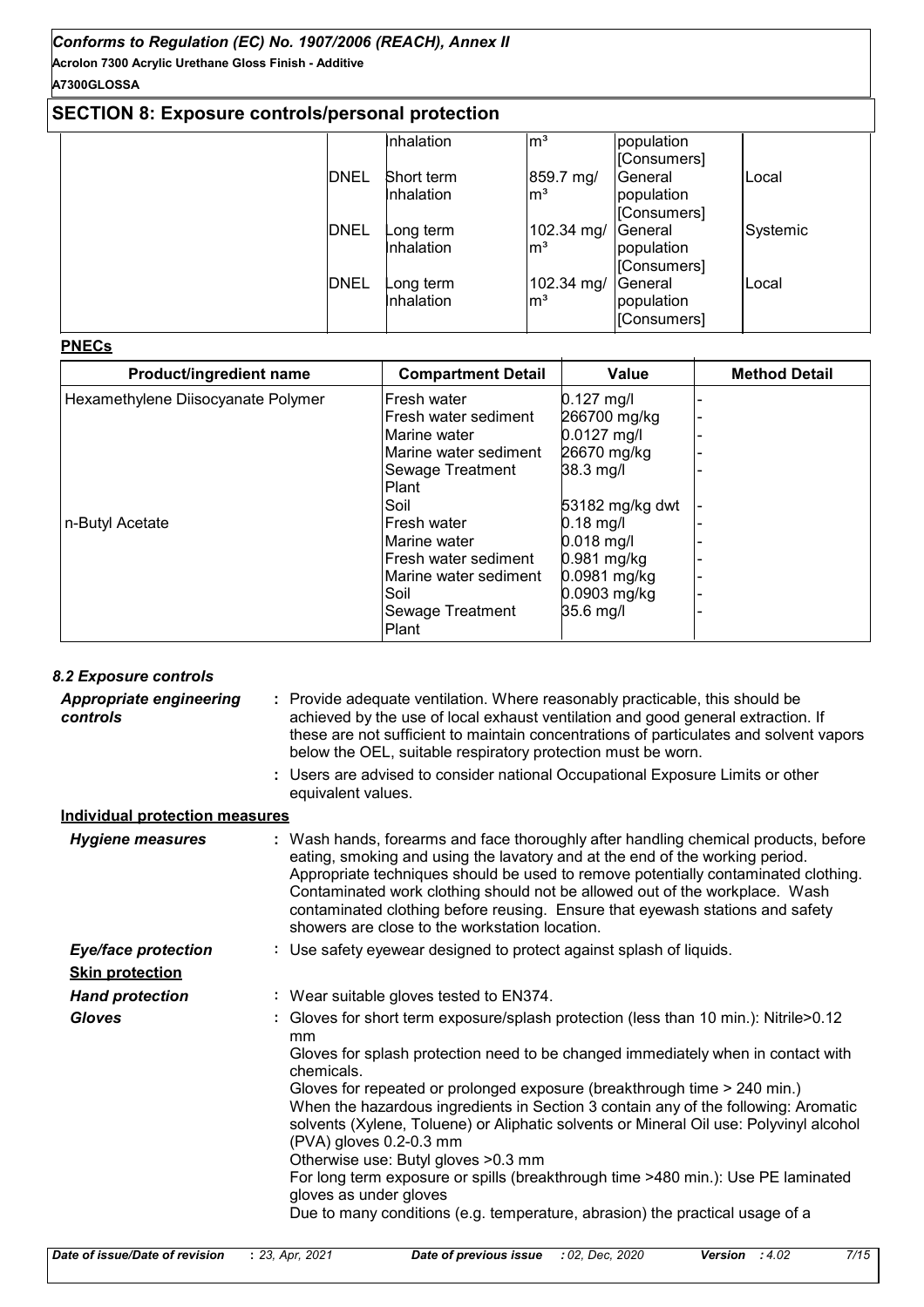## SECTION 8: Exposure controls/personal protection

| | | | | | |
|---|---|---|---|---|---|
| | | Inhalation | m³ | population [Consumers] | |
| | DNEL | Short term Inhalation | 859.7 mg/m³ | General population [Consumers] | Local |
| | DNEL | Long term Inhalation | 102.34 mg/m³ | General population [Consumers] | Systemic |
| | DNEL | Long term Inhalation | 102.34 mg/m³ | General population [Consumers] | Local |

**PNECs**

| Product/ingredient name | Compartment Detail | Value | Method Detail |
|---|---|---|---|
| Hexamethylene Diisocyanate Polymer | Fresh water | 0.127 mg/l | - |
| | Fresh water sediment | 266700 mg/kg | - |
| | Marine water | 0.0127 mg/l | - |
| | Marine water sediment | 26670 mg/kg | - |
| | Sewage Treatment Plant | 38.3 mg/l | - |
| | Soil | 53182 mg/kg dwt | - |
| n-Butyl Acetate | Fresh water | 0.18 mg/l | - |
| | Marine water | 0.018 mg/l | - |
| | Fresh water sediment | 0.981 mg/kg | - |
| | Marine water sediment | 0.0981 mg/kg | - |
| | Soil | 0.0903 mg/kg | - |
| | Sewage Treatment Plant | 35.6 mg/l | - |

### 8.2 Exposure controls

***Appropriate engineering controls*** : Provide adequate ventilation. Where reasonably practicable, this should be achieved by the use of local exhaust ventilation and good general extraction. If these are not sufficient to maintain concentrations of particulates and solvent vapors below the OEL, suitable respiratory protection must be worn.

: Users are advised to consider national Occupational Exposure Limits or other equivalent values.

**Individual protection measures**

***Hygiene measures*** : Wash hands, forearms and face thoroughly after handling chemical products, before eating, smoking and using the lavatory and at the end of the working period. Appropriate techniques should be used to remove potentially contaminated clothing. Contaminated work clothing should not be allowed out of the workplace. Wash contaminated clothing before reusing. Ensure that eyewash stations and safety showers are close to the workstation location.

***Eye/face protection*** : Use safety eyewear designed to protect against splash of liquids.

**Skin protection**

***Hand protection*** : Wear suitable gloves tested to EN374.

***Gloves*** : Gloves for short term exposure/splash protection (less than 10 min.): Nitrile>0.12 mm
Gloves for splash protection need to be changed immediately when in contact with chemicals.
Gloves for repeated or prolonged exposure (breakthrough time > 240 min.)
When the hazardous ingredients in Section 3 contain any of the following: Aromatic solvents (Xylene, Toluene) or Aliphatic solvents or Mineral Oil use: Polyvinyl alcohol (PVA) gloves 0.2-0.3 mm
Otherwise use: Butyl gloves >0.3 mm
For long term exposure or spills (breakthrough time >480 min.): Use PE laminated gloves as under gloves
Due to many conditions (e.g. temperature, abrasion) the practical usage of a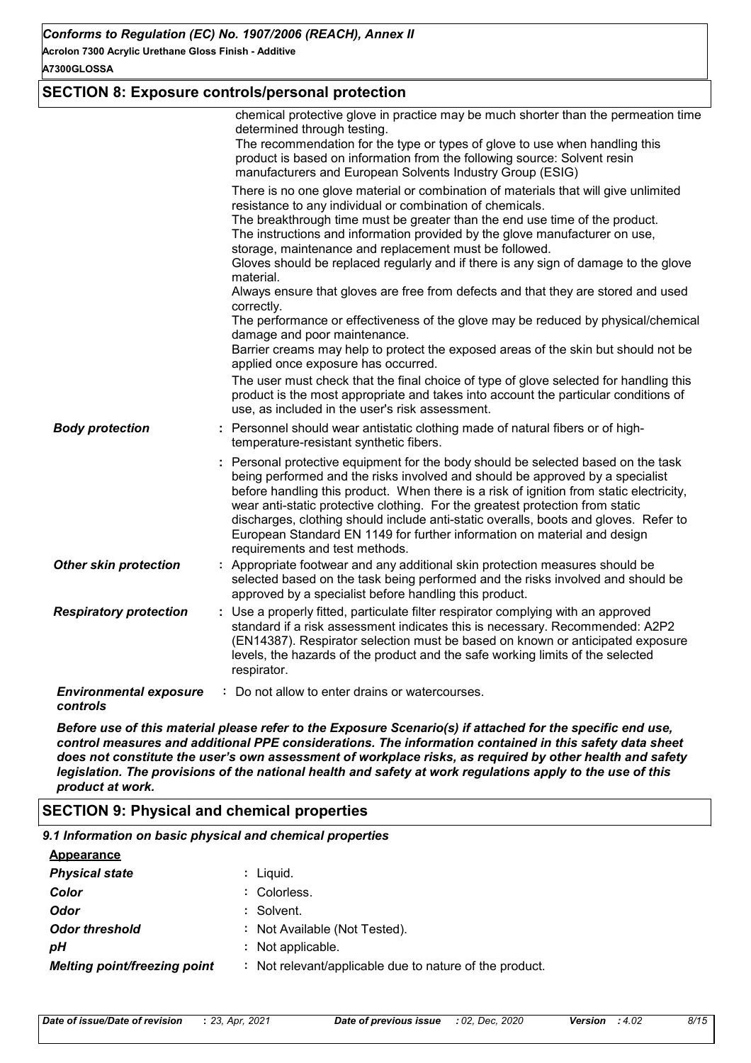## SECTION 8: Exposure controls/personal protection

chemical protective glove in practice may be much shorter than the permeation time determined through testing.
The recommendation for the type or types of glove to use when handling this product is based on information from the following source: Solvent resin manufacturers and European Solvents Industry Group (ESIG)

There is no one glove material or combination of materials that will give unlimited resistance to any individual or combination of chemicals.
The breakthrough time must be greater than the end use time of the product.
The instructions and information provided by the glove manufacturer on use, storage, maintenance and replacement must be followed.
Gloves should be replaced regularly and if there is any sign of damage to the glove material.
Always ensure that gloves are free from defects and that they are stored and used correctly.
The performance or effectiveness of the glove may be reduced by physical/chemical damage and poor maintenance.
Barrier creams may help to protect the exposed areas of the skin but should not be applied once exposure has occurred.
The user must check that the final choice of type of glove selected for handling this product is the most appropriate and takes into account the particular conditions of use, as included in the user's risk assessment.

***Body protection*** : Personnel should wear antistatic clothing made of natural fibers or of high-temperature-resistant synthetic fibers.

: Personal protective equipment for the body should be selected based on the task being performed and the risks involved and should be approved by a specialist before handling this product. When there is a risk of ignition from static electricity, wear anti-static protective clothing. For the greatest protection from static discharges, clothing should include anti-static overalls, boots and gloves. Refer to European Standard EN 1149 for further information on material and design requirements and test methods.

***Other skin protection*** : Appropriate footwear and any additional skin protection measures should be selected based on the task being performed and the risks involved and should be approved by a specialist before handling this product.

***Respiratory protection*** : Use a properly fitted, particulate filter respirator complying with an approved standard if a risk assessment indicates this is necessary. Recommended: A2P2 (EN14387). Respirator selection must be based on known or anticipated exposure levels, the hazards of the product and the safe working limits of the selected respirator.

***Environmental exposure controls*** : Do not allow to enter drains or watercourses.

***Before use of this material please refer to the Exposure Scenario(s) if attached for the specific end use, control measures and additional PPE considerations. The information contained in this safety data sheet does not constitute the user's own assessment of workplace risks, as required by other health and safety legislation. The provisions of the national health and safety at work regulations apply to the use of this product at work.***

## SECTION 9: Physical and chemical properties

### *9.1 Information on basic physical and chemical properties*

**Appearance**

***Physical state*** : Liquid.

***Color*** : Colorless.

***Odor*** : Solvent.

***Odor threshold*** : Not Available (Not Tested).

***pH*** : Not applicable.

***Melting point/freezing point*** : Not relevant/applicable due to nature of the product.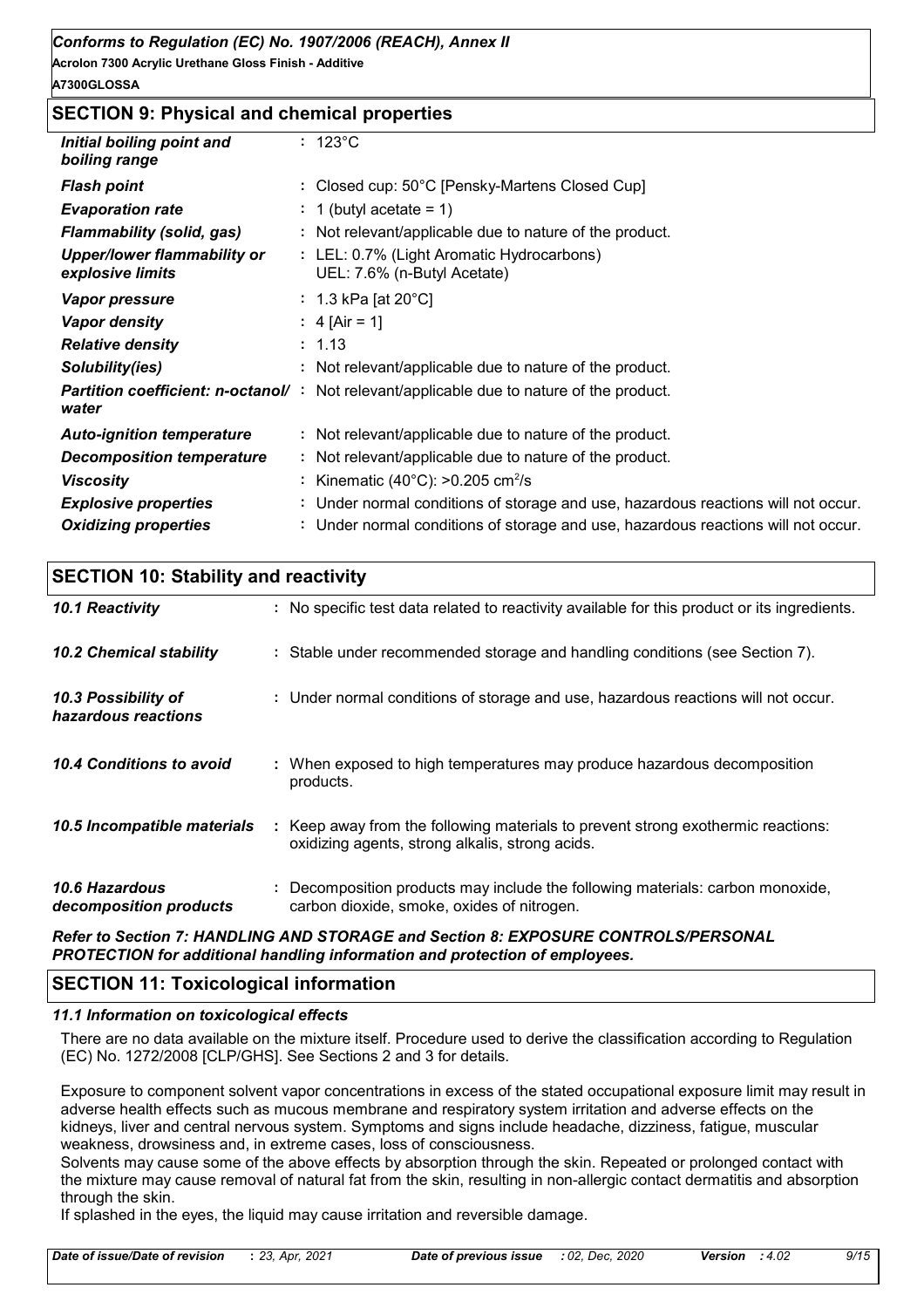## SECTION 9: Physical and chemical properties

| | |
|---|---|
| *Initial boiling point and boiling range* | : 123°C |
| *Flash point* | : Closed cup: 50°C [Pensky-Martens Closed Cup] |
| *Evaporation rate* | : 1 (butyl acetate = 1) |
| *Flammability (solid, gas)* | : Not relevant/applicable due to nature of the product. |
| *Upper/lower flammability or explosive limits* | : LEL: 0.7% (Light Aromatic Hydrocarbons) UEL: 7.6% (n-Butyl Acetate) |
| *Vapor pressure* | : 1.3 kPa [at 20°C] |
| *Vapor density* | : 4 [Air = 1] |
| *Relative density* | : 1.13 |
| *Solubility(ies)* | : Not relevant/applicable due to nature of the product. |
| *Partition coefficient: n-octanol/ water* | : Not relevant/applicable due to nature of the product. |
| *Auto-ignition temperature* | : Not relevant/applicable due to nature of the product. |
| *Decomposition temperature* | : Not relevant/applicable due to nature of the product. |
| *Viscosity* | : Kinematic (40°C): >0.205 $cm^2/s$ |
| *Explosive properties* | : Under normal conditions of storage and use, hazardous reactions will not occur. |
| *Oxidizing properties* | : Under normal conditions of storage and use, hazardous reactions will not occur. |

## SECTION 10: Stability and reactivity

| | |
|---|---|
| *10.1 Reactivity* | : No specific test data related to reactivity available for this product or its ingredients. |
| *10.2 Chemical stability* | : Stable under recommended storage and handling conditions (see Section 7). |
| *10.3 Possibility of hazardous reactions* | : Under normal conditions of storage and use, hazardous reactions will not occur. |
| *10.4 Conditions to avoid* | : When exposed to high temperatures may produce hazardous decomposition products. |
| *10.5 Incompatible materials* | : Keep away from the following materials to prevent strong exothermic reactions: oxidizing agents, strong alkalis, strong acids. |
| *10.6 Hazardous decomposition products* | : Decomposition products may include the following materials: carbon monoxide, carbon dioxide, smoke, oxides of nitrogen. |

***Refer to Section 7: HANDLING AND STORAGE and Section 8: EXPOSURE CONTROLS/PERSONAL PROTECTION for additional handling information and protection of employees.***

## SECTION 11: Toxicological information

### *11.1 Information on toxicological effects*

There are no data available on the mixture itself. Procedure used to derive the classification according to Regulation (EC) No. 1272/2008 [CLP/GHS]. See Sections 2 and 3 for details.

Exposure to component solvent vapor concentrations in excess of the stated occupational exposure limit may result in adverse health effects such as mucous membrane and respiratory system irritation and adverse effects on the kidneys, liver and central nervous system. Symptoms and signs include headache, dizziness, fatigue, muscular weakness, drowsiness and, in extreme cases, loss of consciousness.
Solvents may cause some of the above effects by absorption through the skin. Repeated or prolonged contact with the mixture may cause removal of natural fat from the skin, resulting in non-allergic contact dermatitis and absorption through the skin.
If splashed in the eyes, the liquid may cause irritation and reversible damage.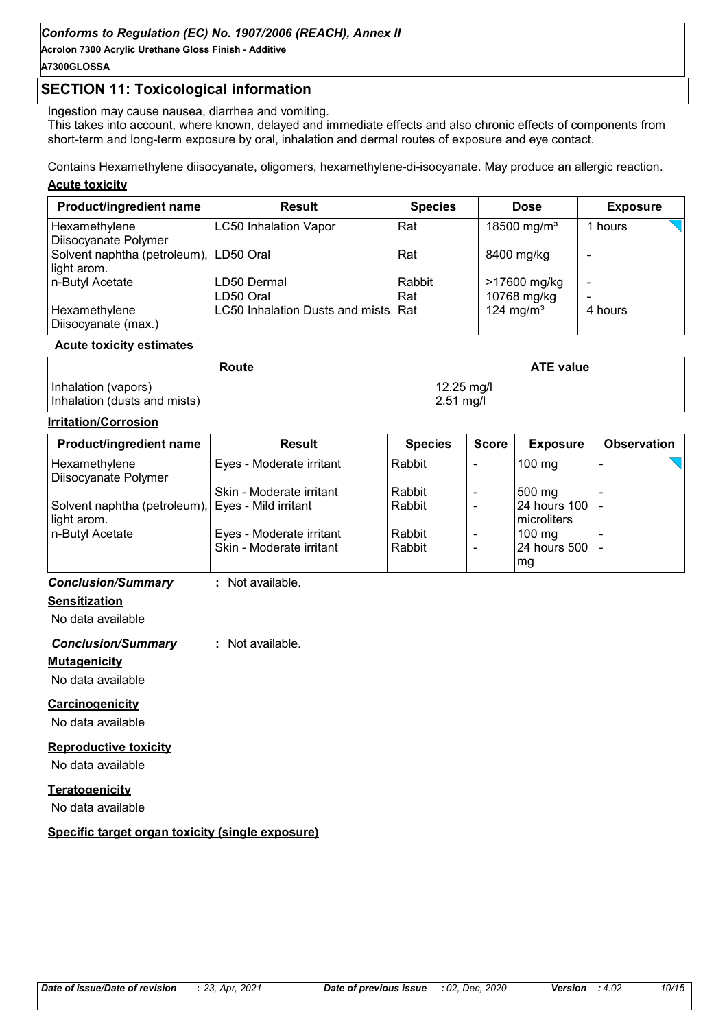## SECTION 11: Toxicological information

Ingestion may cause nausea, diarrhea and vomiting.
This takes into account, where known, delayed and immediate effects and also chronic effects of components from short-term and long-term exposure by oral, inhalation and dermal routes of exposure and eye contact.

Contains Hexamethylene diisocyanate, oligomers, hexamethylene-di-isocyanate. May produce an allergic reaction.

**Acute toxicity**

| Product/ingredient name | Result | Species | Dose | Exposure |
|---|---|---|---|---|
| Hexamethylene Diisocyanate Polymer | LC50 Inhalation Vapor | Rat | 18500 mg/m³ | 1 hours |
| Solvent naphtha (petroleum), light arom. | LD50 Oral | Rat | 8400 mg/kg | - |
| n-Butyl Acetate | LD50 Dermal | Rabbit | >17600 mg/kg | - |
| | LD50 Oral | Rat | 10768 mg/kg | - |
| Hexamethylene Diisocyanate (max.) | LC50 Inhalation Dusts and mists | Rat | 124 mg/m³ | 4 hours |

**Acute toxicity estimates**

| Route | ATE value |
|---|---|
| Inhalation (vapors) | 12.25 mg/l |
| Inhalation (dusts and mists) | 2.51 mg/l |

**Irritation/Corrosion**

| Product/ingredient name | Result | Species | Score | Exposure | Observation |
|---|---|---|---|---|---|
| Hexamethylene Diisocyanate Polymer | Eyes - Moderate irritant | Rabbit | - | 100 mg | - |
| | Skin - Moderate irritant | Rabbit | - | 500 mg | - |
| Solvent naphtha (petroleum), light arom. | Eyes - Mild irritant | Rabbit | - | 24 hours 100 microliters | - |
| n-Butyl Acetate | Eyes - Moderate irritant | Rabbit | - | 100 mg | - |
| | Skin - Moderate irritant | Rabbit | - | 24 hours 500 mg | - |

***Conclusion/Summary*** : Not available.

**Sensitization**

No data available

***Conclusion/Summary*** : Not available.

**Mutagenicity**

No data available

**Carcinogenicity**

No data available

**Reproductive toxicity**

No data available

**Teratogenicity**

No data available

**Specific target organ toxicity (single exposure)**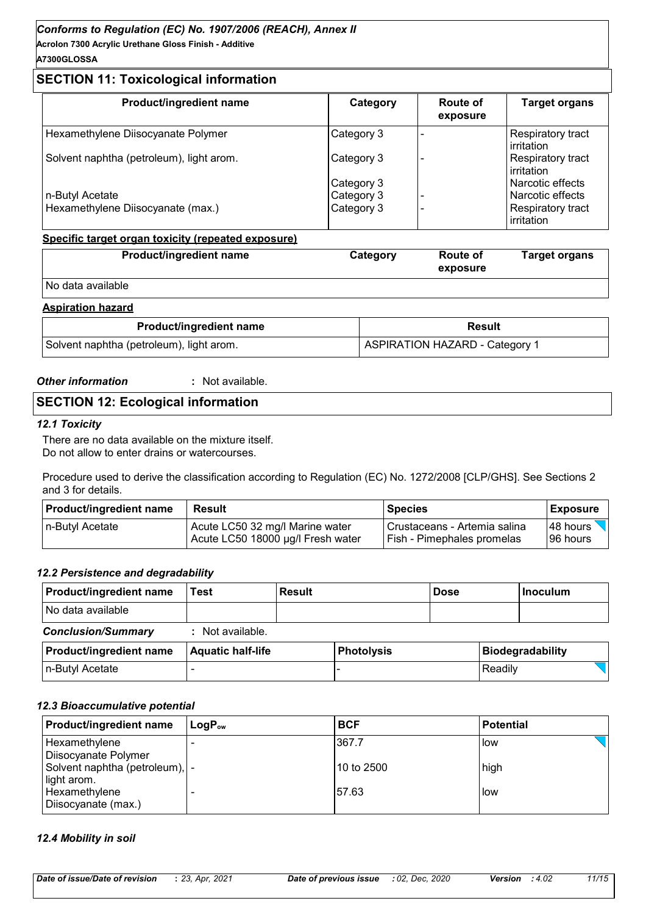## SECTION 11: Toxicological information

| Product/ingredient name | Category | Route of exposure | Target organs |
| --- | --- | --- | --- |
| Hexamethylene Diisocyanate Polymer | Category 3 | - | Respiratory tract irritation |
| Solvent naphtha (petroleum), light arom. | Category 3 | - | Respiratory tract irritation |
| | Category 3 | | Narcotic effects |
| n-Butyl Acetate | Category 3 | - | Narcotic effects |
| Hexamethylene Diisocyanate (max.) | Category 3 | - | Respiratory tract irritation |

**Specific target organ toxicity (repeated exposure)**

| Product/ingredient name | Category | Route of exposure | Target organs |
| --- | --- | --- | --- |
| No data available | | | |

**Aspiration hazard**

| Product/ingredient name | Result |
| --- | --- |
| Solvent naphtha (petroleum), light arom. | ASPIRATION HAZARD - Category 1 |

***Other information*** : Not available.

## SECTION 12: Ecological information

### *12.1 Toxicity*

There are no data available on the mixture itself.
Do not allow to enter drains or watercourses.

Procedure used to derive the classification according to Regulation (EC) No. 1272/2008 [CLP/GHS]. See Sections 2 and 3 for details.

| Product/ingredient name | Result | Species | Exposure |
| --- | --- | --- | --- |
| n-Butyl Acetate | Acute LC50 32 mg/l Marine water | Crustaceans - Artemia salina | 48 hours |
| | Acute LC50 18000 µg/l Fresh water | Fish - Pimephales promelas | 96 hours |

### *12.2 Persistence and degradability*

| Product/ingredient name | Test | Result | Dose | Inoculum |
| --- | --- | --- | --- | --- |
| No data available | | | | |

***Conclusion/Summary*** : Not available.

| Product/ingredient name | Aquatic half-life | Photolysis | Biodegradability |
| --- | --- | --- | --- |
| n-Butyl Acetate | - | - | Readily |

### *12.3 Bioaccumulative potential*

| Product/ingredient name | $LogP_{ow}$ | BCF | Potential |
| --- | --- | --- | --- |
| Hexamethylene Diisocyanate Polymer | - | 367.7 | low |
| Solvent naphtha (petroleum), light arom. | - | 10 to 2500 | high |
| Hexamethylene Diisocyanate (max.) | - | 57.63 | low |

### *12.4 Mobility in soil*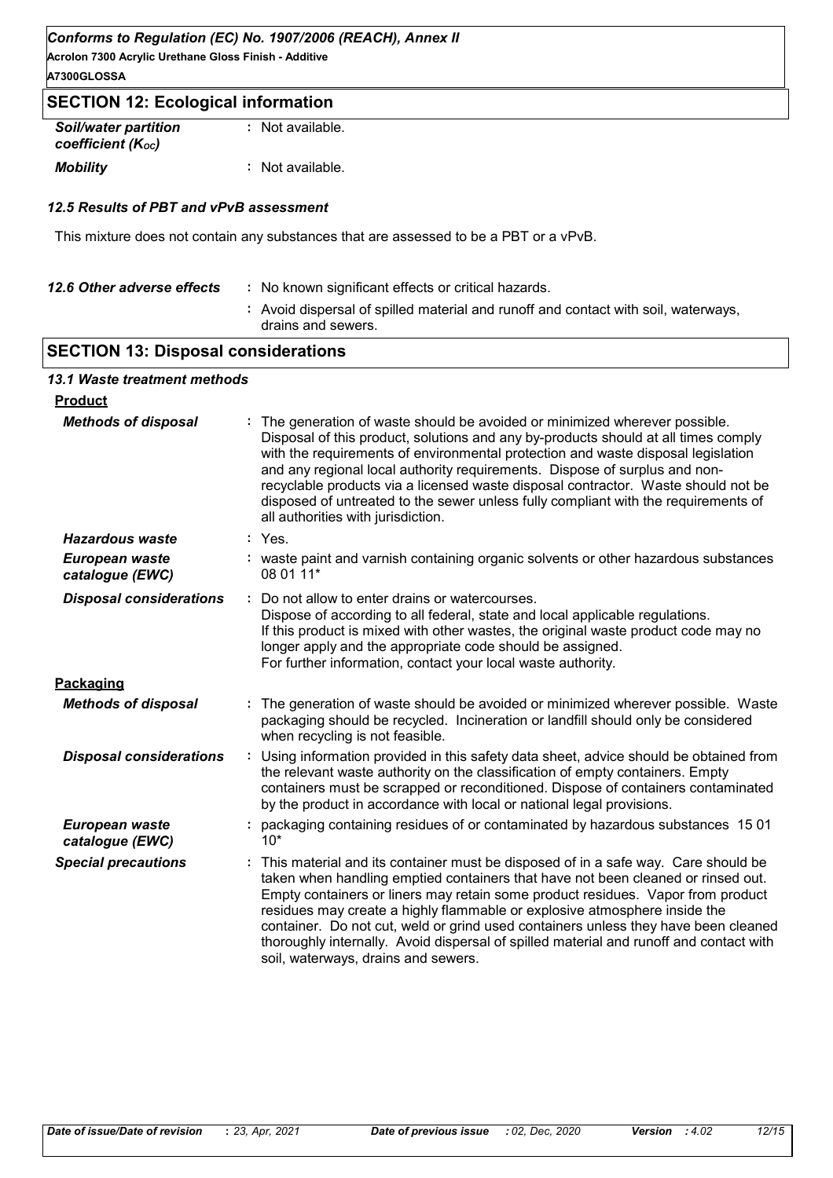## SECTION 12: Ecological information

| | |
|---|---|
| ***Soil/water partition coefficient ($K_{OC}$)*** | : Not available. |
| ***Mobility*** | : Not available. |

### *12.5 Results of PBT and vPvB assessment*

This mixture does not contain any substances that are assessed to be a PBT or a vPvB.

| | |
|---|---|
| ***12.6 Other adverse effects*** | : No known significant effects or critical hazards. |
| | : Avoid dispersal of spilled material and runoff and contact with soil, waterways, drains and sewers. |

## SECTION 13: Disposal considerations

### *13.1 Waste treatment methods*

**Product**

| | |
|---|---|
| ***Methods of disposal*** | : The generation of waste should be avoided or minimized wherever possible. Disposal of this product, solutions and any by-products should at all times comply with the requirements of environmental protection and waste disposal legislation and any regional local authority requirements. Dispose of surplus and non-recyclable products via a licensed waste disposal contractor. Waste should not be disposed of untreated to the sewer unless fully compliant with the requirements of all authorities with jurisdiction. |
| ***Hazardous waste*** | : Yes. |
| ***European waste catalogue (EWC)*** | : waste paint and varnish containing organic solvents or other hazardous substances 08 01 11* |
| ***Disposal considerations*** | : Do not allow to enter drains or watercourses. Dispose of according to all federal, state and local applicable regulations. If this product is mixed with other wastes, the original waste product code may no longer apply and the appropriate code should be assigned. For further information, contact your local waste authority. |

**Packaging**

| | |
|---|---|
| ***Methods of disposal*** | : The generation of waste should be avoided or minimized wherever possible. Waste packaging should be recycled. Incineration or landfill should only be considered when recycling is not feasible. |
| ***Disposal considerations*** | : Using information provided in this safety data sheet, advice should be obtained from the relevant waste authority on the classification of empty containers. Empty containers must be scrapped or reconditioned. Dispose of containers contaminated by the product in accordance with local or national legal provisions. |
| ***European waste catalogue (EWC)*** | : packaging containing residues of or contaminated by hazardous substances 15 01 10* |
| ***Special precautions*** | : This material and its container must be disposed of in a safe way. Care should be taken when handling emptied containers that have not been cleaned or rinsed out. Empty containers or liners may retain some product residues. Vapor from product residues may create a highly flammable or explosive atmosphere inside the container. Do not cut, weld or grind used containers unless they have been cleaned thoroughly internally. Avoid dispersal of spilled material and runoff and contact with soil, waterways, drains and sewers. |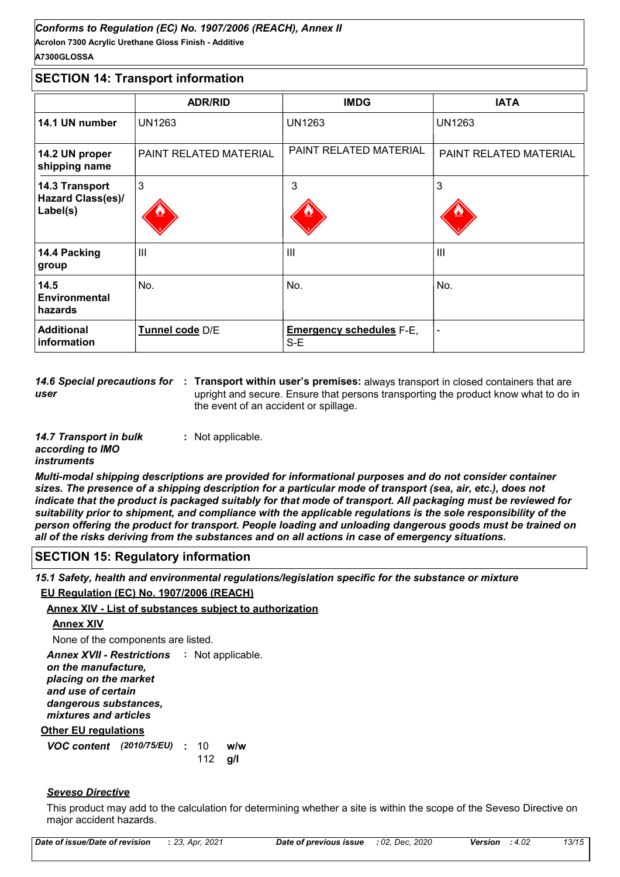## SECTION 14: Transport information

| | ADR/RID | IMDG | IATA |
|---|---|---|---|
| **14.1 UN number** | UN1263 | UN1263 | UN1263 |
| **14.2 UN proper shipping name** | PAINT RELATED MATERIAL | PAINT RELATED MATERIAL | PAINT RELATED MATERIAL |
| **14.3 Transport Hazard Class(es)/ Label(s)** | 3 | 3 | 3 |
| **14.4 Packing group** | III | III | III |
| **14.5 Environmental hazards** | No. | No. | No. |
| **Additional information** | **Tunnel code** D/E | **Emergency schedules** F-E, S-E | - |

*14.6 Special precautions for user* : **Transport within user's premises:** always transport in closed containers that are upright and secure. Ensure that persons transporting the product know what to do in the event of an accident or spillage.

*14.7 Transport in bulk according to IMO instruments* : Not applicable.

***Multi-modal shipping descriptions are provided for informational purposes and do not consider container sizes. The presence of a shipping description for a particular mode of transport (sea, air, etc.), does not indicate that the product is packaged suitably for that mode of transport. All packaging must be reviewed for suitability prior to shipment, and compliance with the applicable regulations is the sole responsibility of the person offering the product for transport. People loading and unloading dangerous goods must be trained on all of the risks deriving from the substances and on all actions in case of emergency situations.***

## SECTION 15: Regulatory information

***15.1 Safety, health and environmental regulations/legislation specific for the substance or mixture***

**EU Regulation (EC) No. 1907/2006 (REACH)**

**Annex XIV - List of substances subject to authorization**

**Annex XIV**

None of the components are listed.

***Annex XVII - Restrictions on the manufacture, placing on the market and use of certain dangerous substances, mixtures and articles*** : Not applicable.

**Other EU regulations**

***VOC content*** ***(2010/75/EU)*** : 10 **w/w**
112 **g/l**

***Seveso Directive***

This product may add to the calculation for determining whether a site is within the scope of the Seveso Directive on major accident hazards.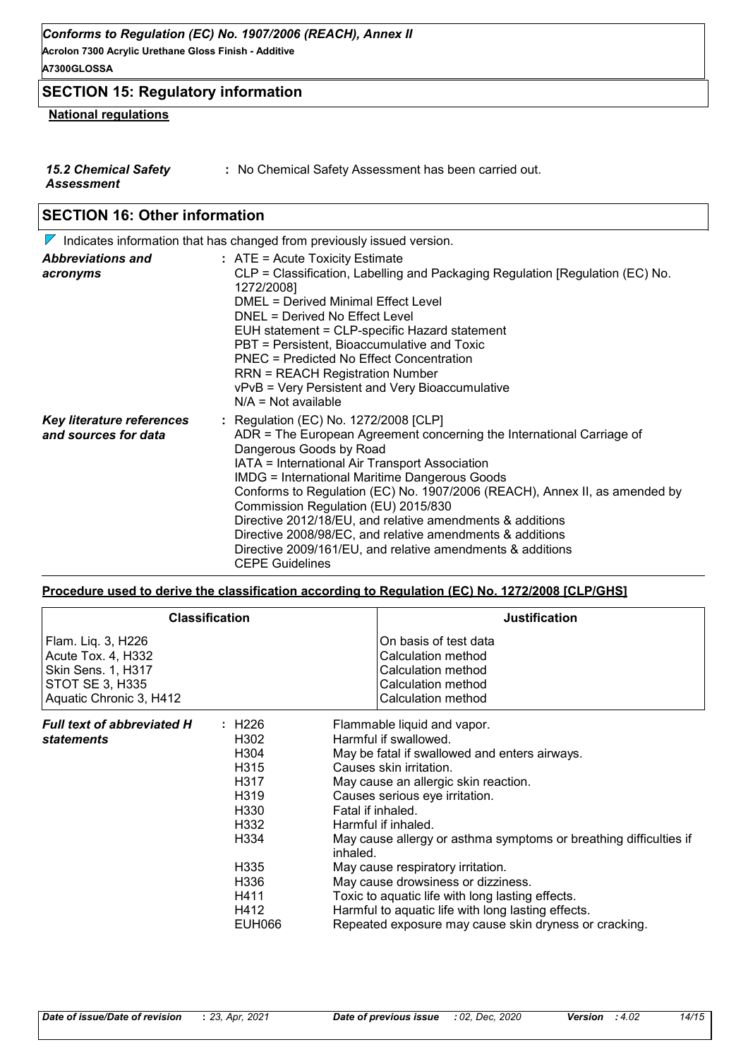## SECTION 15: Regulatory information

**National regulations**

| | |
|---|---|
| ***15.2 Chemical Safety Assessment*** | **:** No Chemical Safety Assessment has been carried out. |

## SECTION 16: Other information

Indicates information that has changed from previously issued version.

***Abbreviations and acronyms*** **:** ATE = Acute Toxicity Estimate
CLP = Classification, Labelling and Packaging Regulation [Regulation (EC) No. 1272/2008]
DMEL = Derived Minimal Effect Level
DNEL = Derived No Effect Level
EUH statement = CLP-specific Hazard statement
PBT = Persistent, Bioaccumulative and Toxic
PNEC = Predicted No Effect Concentration
RRN = REACH Registration Number
vPvB = Very Persistent and Very Bioaccumulative
N/A = Not available

***Key literature references and sources for data*** **:** Regulation (EC) No. 1272/2008 [CLP]
ADR = The European Agreement concerning the International Carriage of Dangerous Goods by Road
IATA = International Air Transport Association
IMDG = International Maritime Dangerous Goods
Conforms to Regulation (EC) No. 1907/2006 (REACH), Annex II, as amended by Commission Regulation (EU) 2015/830
Directive 2012/18/EU, and relative amendments & additions
Directive 2008/98/EC, and relative amendments & additions
Directive 2009/161/EU, and relative amendments & additions
CEPE Guidelines

**Procedure used to derive the classification according to Regulation (EC) No. 1272/2008 [CLP/GHS]**

| Classification | Justification |
|---|---|
| Flam. Liq. 3, H226 | On basis of test data |
| Acute Tox. 4, H332 | Calculation method |
| Skin Sens. 1, H317 | Calculation method |
| STOT SE 3, H335 | Calculation method |
| Aquatic Chronic 3, H412 | Calculation method |

***Full text of abbreviated H statements*** **:**

| | |
|---|---|
| H226 | Flammable liquid and vapor. |
| H302 | Harmful if swallowed. |
| H304 | May be fatal if swallowed and enters airways. |
| H315 | Causes skin irritation. |
| H317 | May cause an allergic skin reaction. |
| H319 | Causes serious eye irritation. |
| H330 | Fatal if inhaled. |
| H332 | Harmful if inhaled. |
| H334 | May cause allergy or asthma symptoms or breathing difficulties if inhaled. |
| H335 | May cause respiratory irritation. |
| H336 | May cause drowsiness or dizziness. |
| H411 | Toxic to aquatic life with long lasting effects. |
| H412 | Harmful to aquatic life with long lasting effects. |
| EUH066 | Repeated exposure may cause skin dryness or cracking. |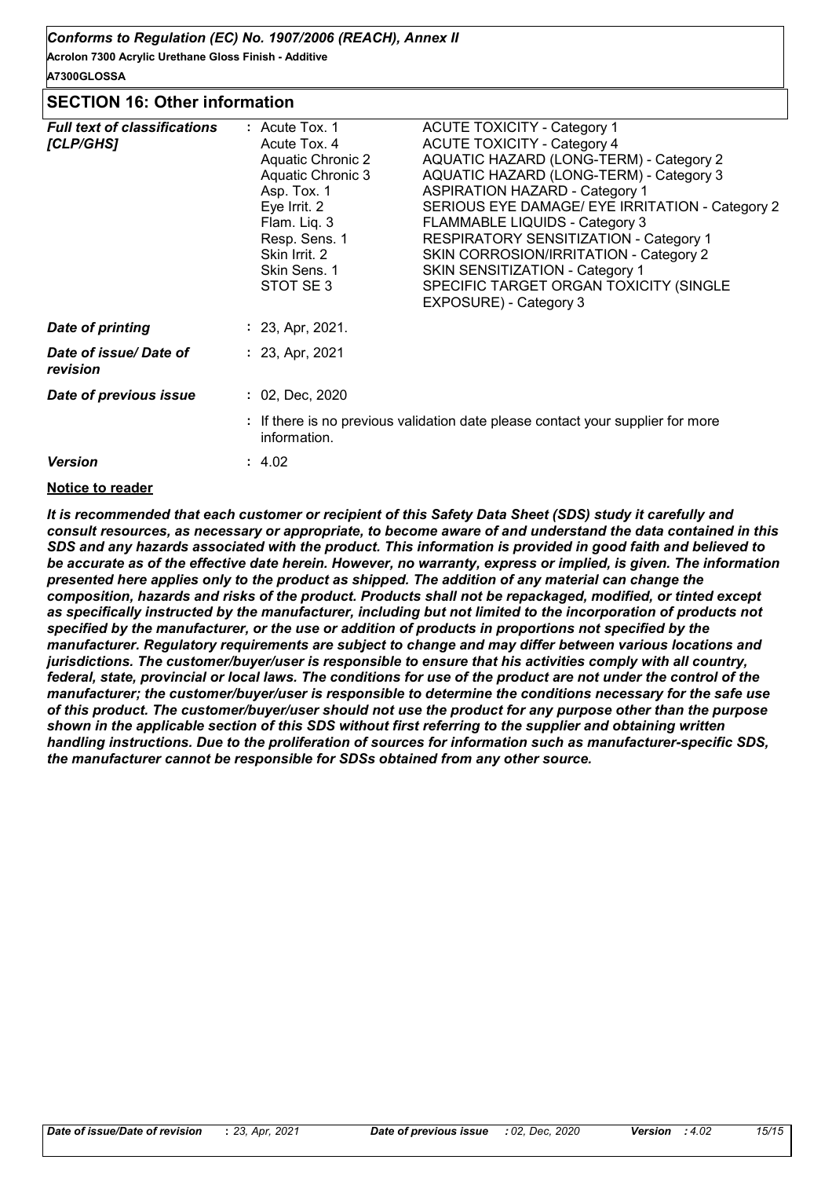## SECTION 16: Other information

| | | |
|---|---|---|
| ***Full text of classifications [CLP/GHS]*** | : Acute Tox. 1 | ACUTE TOXICITY - Category 1 |
| | Acute Tox. 4 | ACUTE TOXICITY - Category 4 |
| | Aquatic Chronic 2 | AQUATIC HAZARD (LONG-TERM) - Category 2 |
| | Aquatic Chronic 3 | AQUATIC HAZARD (LONG-TERM) - Category 3 |
| | Asp. Tox. 1 | ASPIRATION HAZARD - Category 1 |
| | Eye Irrit. 2 | SERIOUS EYE DAMAGE/ EYE IRRITATION - Category 2 |
| | Flam. Liq. 3 | FLAMMABLE LIQUIDS - Category 3 |
| | Resp. Sens. 1 | RESPIRATORY SENSITIZATION - Category 1 |
| | Skin Irrit. 2 | SKIN CORROSION/IRRITATION - Category 2 |
| | Skin Sens. 1 | SKIN SENSITIZATION - Category 1 |
| | STOT SE 3 | SPECIFIC TARGET ORGAN TOXICITY (SINGLE EXPOSURE) - Category 3 |

| | |
|---|---|
| ***Date of printing*** | : 23, Apr, 2021. |
| ***Date of issue/ Date of revision*** | : 23, Apr, 2021 |
| ***Date of previous issue*** | : 02, Dec, 2020 |
| | : If there is no previous validation date please contact your supplier for more information. |
| ***Version*** | : 4.02 |

**Notice to reader**

***It is recommended that each customer or recipient of this Safety Data Sheet (SDS) study it carefully and consult resources, as necessary or appropriate, to become aware of and understand the data contained in this SDS and any hazards associated with the product. This information is provided in good faith and believed to be accurate as of the effective date herein. However, no warranty, express or implied, is given. The information presented here applies only to the product as shipped. The addition of any material can change the composition, hazards and risks of the product. Products shall not be repackaged, modified, or tinted except as specifically instructed by the manufacturer, including but not limited to the incorporation of products not specified by the manufacturer, or the use or addition of products in proportions not specified by the manufacturer. Regulatory requirements are subject to change and may differ between various locations and jurisdictions. The customer/buyer/user is responsible to ensure that his activities comply with all country, federal, state, provincial or local laws. The conditions for use of the product are not under the control of the manufacturer; the customer/buyer/user is responsible to determine the conditions necessary for the safe use of this product. The customer/buyer/user should not use the product for any purpose other than the purpose shown in the applicable section of this SDS without first referring to the supplier and obtaining written handling instructions. Due to the proliferation of sources for information such as manufacturer-specific SDS, the manufacturer cannot be responsible for SDSs obtained from any other source.***